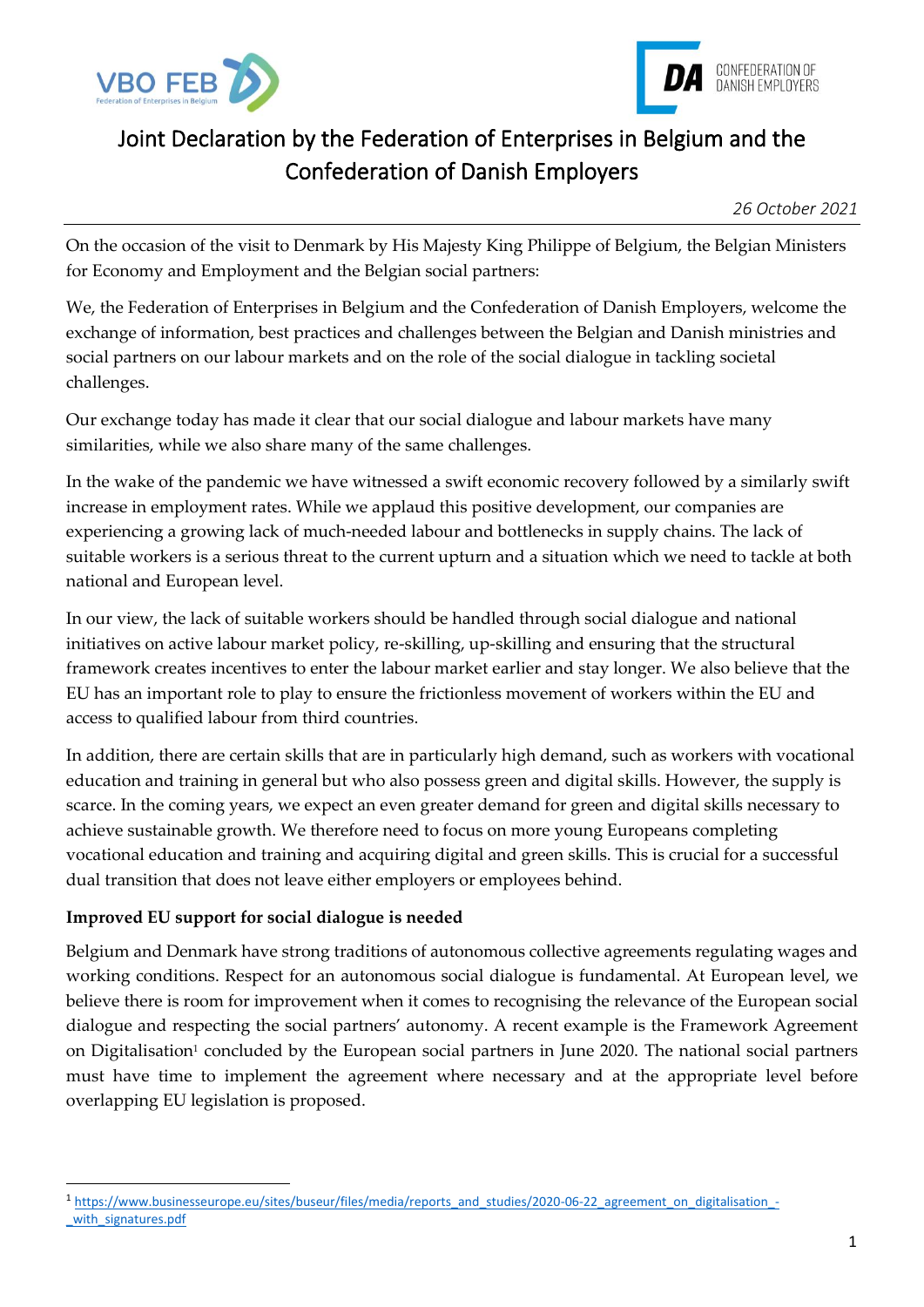# Joint Declaration by the Federation of Enterprises in Belgium and the Confederation of Danish Employers

*26 October 2021*

On the occasion of the visit to Denmark by His Majesty King Philippe of Belgium, the Belgian Ministers for Economy and Employment and the Belgian social partners:

We, the Federation of Enterprises in Belgium and the Confederation of Danish Employers, welcome the exchange of information, best practices and challenges between the Belgian and Danish ministries and social partners on our labour markets and on the role of the social dialogue in tackling societal challenges.

Our exchange today has made it clear that our social dialogue and labour markets have many similarities, while we also share many of the same challenges.

In the wake of the pandemic we have witnessed a swift economic recovery followed by a similarly swift increase in employment rates. While we applaud this positive development, our companies are experiencing a growing lack of much-needed labour and bottlenecks in supply chains. The lack of suitable workers is a serious threat to the current upturn and a situation which we need to tackle at both national and European level.

In our view, the lack of suitable workers should be handled through social dialogue and national initiatives on active labour market policy, re-skilling, up-skilling and ensuring that the structural framework creates incentives to enter the labour market earlier and stay longer. We also believe that the EU has an important role to play to ensure the frictionless movement of workers within the EU and access to qualified labour from third countries.

In addition, there are certain skills that are in particularly high demand, such as workers with vocational education and training in general but who also possess green and digital skills. However, the supply is scarce. In the coming years, we expect an even greater demand for green and digital skills necessary to achieve sustainable growth. We therefore need to focus on more young Europeans completing vocational education and training and acquiring digital and green skills. This is crucial for a successful dual transition that does not leave either employers or employees behind.

**Improved EU support for social dialogue is needed**

Belgium and Denmark have strong traditions of autonomous collective agreements regulating wages and working conditions. Respect for an autonomous social dialogue is fundamental. At European level, we believe there is room for improvement when it comes to recognising the relevance of the European social dialogue and respecting the social partners' autonomy. A recent example is the Framework Agreement on Digitalisation[1] concluded by the European social partners in June 2020. The national social partners must have time to implement the agreement where necessary and at the appropriate level before overlapping EU legislation is proposed.

---

[1] https://www.businesseurope.eu/sites/buseur/files/media/reports_and_studies/2020-06-22_agreement_on_digitalisation_-_with_signatures.pdf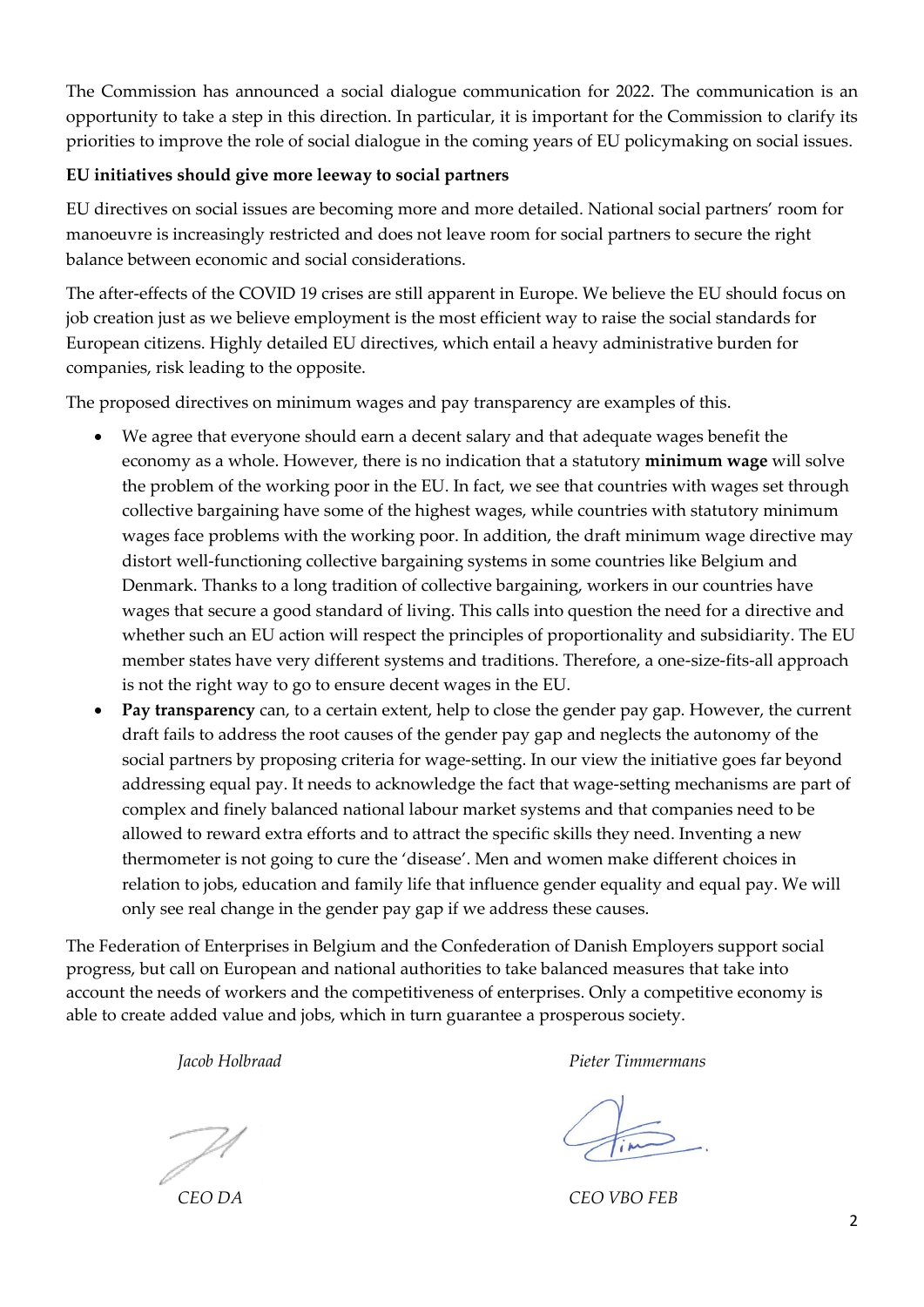The Commission has announced a social dialogue communication for 2022. The communication is an opportunity to take a step in this direction. In particular, it is important for the Commission to clarify its priorities to improve the role of social dialogue in the coming years of EU policymaking on social issues.

**EU initiatives should give more leeway to social partners**

EU directives on social issues are becoming more and more detailed. National social partners' room for manoeuvre is increasingly restricted and does not leave room for social partners to secure the right balance between economic and social considerations.

The after-effects of the COVID 19 crises are still apparent in Europe. We believe the EU should focus on job creation just as we believe employment is the most efficient way to raise the social standards for European citizens. Highly detailed EU directives, which entail a heavy administrative burden for companies, risk leading to the opposite.

The proposed directives on minimum wages and pay transparency are examples of this.

- We agree that everyone should earn a decent salary and that adequate wages benefit the economy as a whole. However, there is no indication that a statutory **minimum wage** will solve the problem of the working poor in the EU. In fact, we see that countries with wages set through collective bargaining have some of the highest wages, while countries with statutory minimum wages face problems with the working poor. In addition, the draft minimum wage directive may distort well-functioning collective bargaining systems in some countries like Belgium and Denmark. Thanks to a long tradition of collective bargaining, workers in our countries have wages that secure a good standard of living. This calls into question the need for a directive and whether such an EU action will respect the principles of proportionality and subsidiarity. The EU member states have very different systems and traditions. Therefore, a one-size-fits-all approach is not the right way to go to ensure decent wages in the EU.
- **Pay transparency** can, to a certain extent, help to close the gender pay gap. However, the current draft fails to address the root causes of the gender pay gap and neglects the autonomy of the social partners by proposing criteria for wage-setting. In our view the initiative goes far beyond addressing equal pay. It needs to acknowledge the fact that wage-setting mechanisms are part of complex and finely balanced national labour market systems and that companies need to be allowed to reward extra efforts and to attract the specific skills they need. Inventing a new thermometer is not going to cure the 'disease'. Men and women make different choices in relation to jobs, education and family life that influence gender equality and equal pay. We will only see real change in the gender pay gap if we address these causes.

The Federation of Enterprises in Belgium and the Confederation of Danish Employers support social progress, but call on European and national authorities to take balanced measures that take into account the needs of workers and the competitiveness of enterprises. Only a competitive economy is able to create added value and jobs, which in turn guarantee a prosperous society.

*Jacob Holbraad*

*CEO DA*

*Pieter Timmermans*

*CEO VBO FEB*